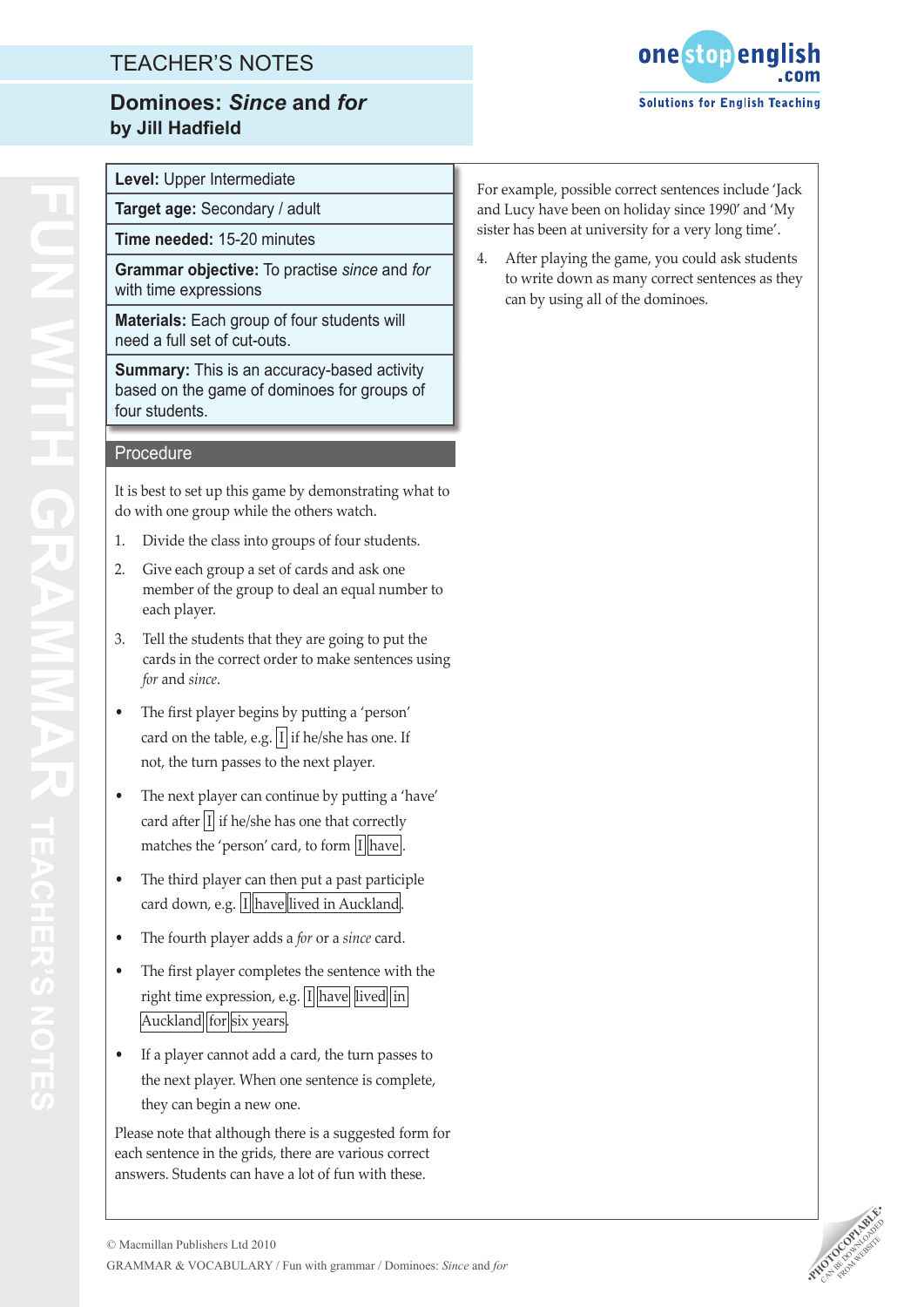TEACHER'S NOTES

# Dominoes: *Since* and *for*

**by Jill Hadfield**

**Level:** Upper Intermediate

**Target age:** Secondary / adult

**Time needed:** 15-20 minutes

**Grammar objective:** To practise *since* and *for* with time expressions

**Materials:** Each group of four students will need a full set of cut-outs.

**Summary:** This is an accuracy-based activity based on the game of dominoes for groups of four students.

## Procedure

It is best to set up this game by demonstrating what to do with one group while the others watch.

1. Divide the class into groups of four students.
2. Give each group a set of cards and ask one member of the group to deal an equal number to each player.
3. Tell the students that they are going to put the cards in the correct order to make sentences using *for* and *since*.

- The first player begins by putting a 'person' card on the table, e.g. [I] if he/she has one. If not, the turn passes to the next player.
- The next player can continue by putting a 'have' card after [I] if he/she has one that correctly matches the 'person' card, to form [I][have].
- The third player can then put a past participle card down, e.g. [I][have][lived in Auckland].
- The fourth player adds a *for* or a *since* card.
- The first player completes the sentence with the right time expression, e.g. [I][have][lived][in][Auckland][for][six years].
- If a player cannot add a card, the turn passes to the next player. When one sentence is complete, they can begin a new one.

Please note that although there is a suggested form for each sentence in the grids, there are various correct answers. Students can have a lot of fun with these.

For example, possible correct sentences include 'Jack and Lucy have been on holiday since 1990' and 'My sister has been at university for a very long time'.

4. After playing the game, you could ask students to write down as many correct sentences as they can by using all of the dominoes.

© Macmillan Publishers Ltd 2010

GRAMMAR & VOCABULARY / Fun with grammar / Dominoes: *Since* and *for*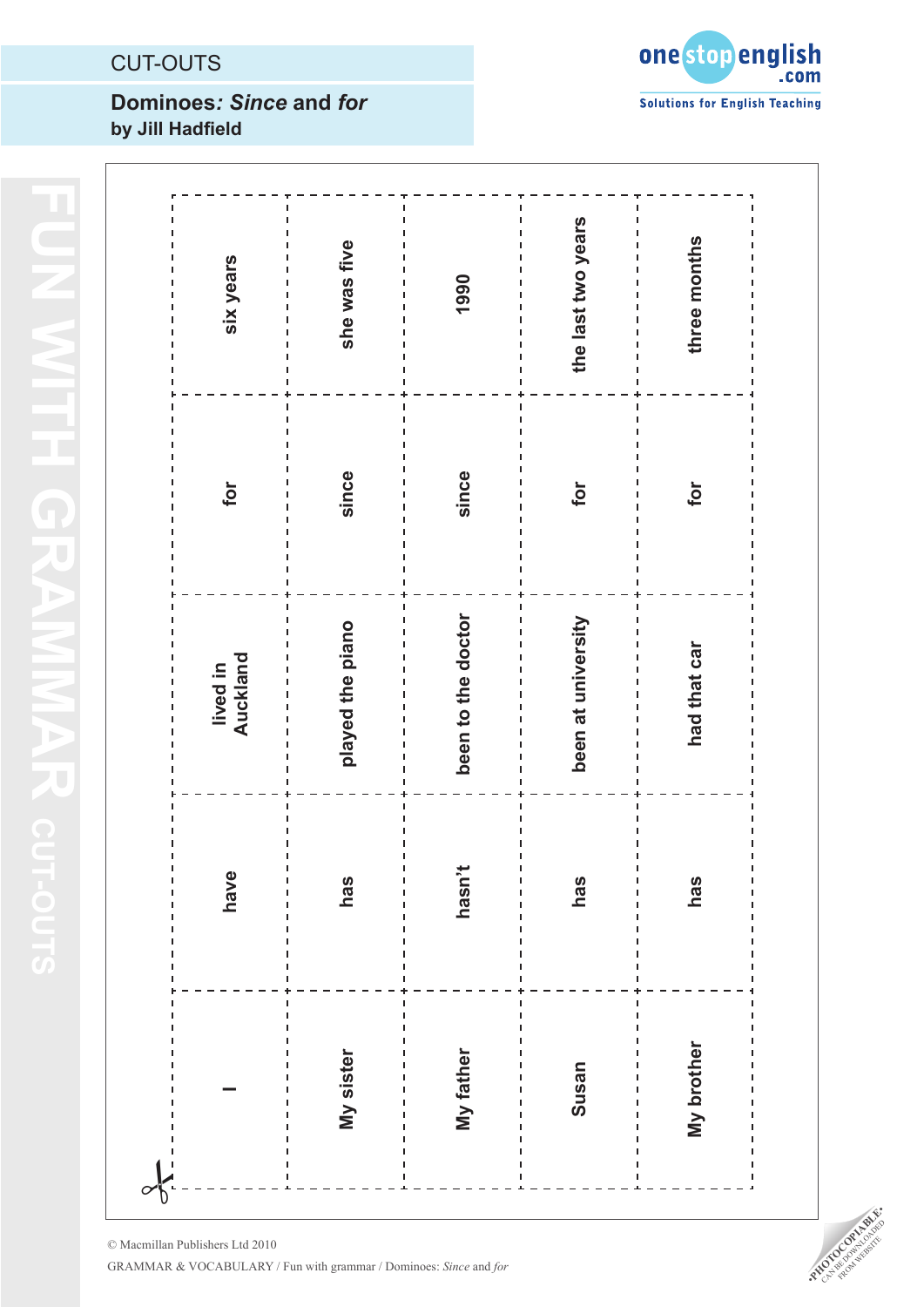CUT-OUTS

**Dominoes: *Since* and *for***
**by Jill Hadfield**

| | | | | |
|---|---|---|---|---|
| I | have | lived in Auckland | for | six years |
| My sister | has | played the piano | since | she was five |
| My father | hasn't | been to the doctor | since | 1990 |
| Susan | has | been at university | for | the last two years |
| My brother | has | had that car | for | three months |

© Macmillan Publishers Ltd 2010

GRAMMAR & VOCABULARY / Fun with grammar / Dominoes: *Since* and *for*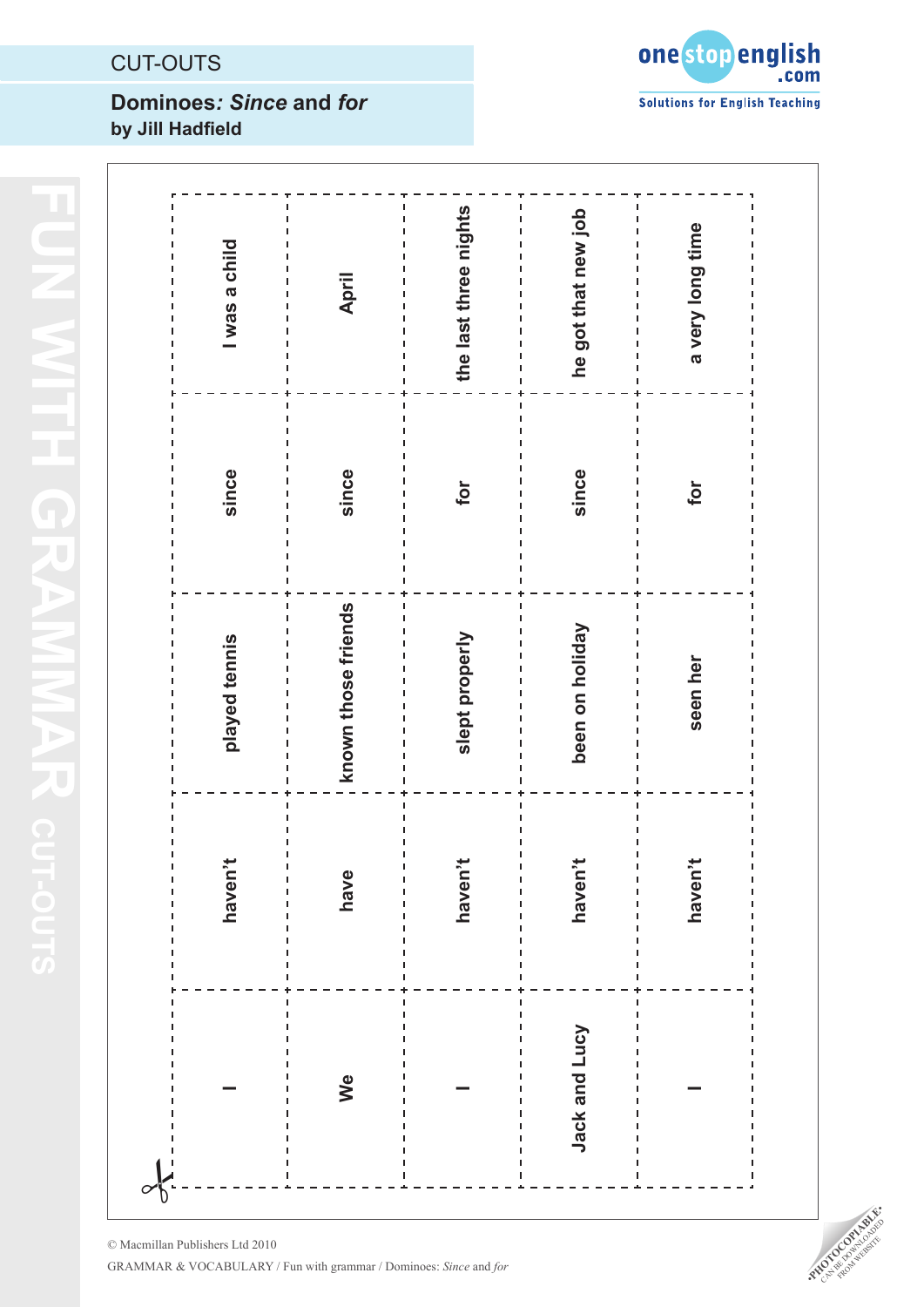CUT-OUTS

# Dominoes: *Since* and *for*

**by Jill Hadfield**

| | | | | |
|---|---|---|---|---|
| I | haven't | played tennis | since | I was a child |
| We | have | known those friends | since | April |
| I | haven't | slept properly | for | the last three nights |
| Jack and Lucy | haven't | been on holiday | since | he got that new job |
| I | haven't | seen her | for | a very long time |